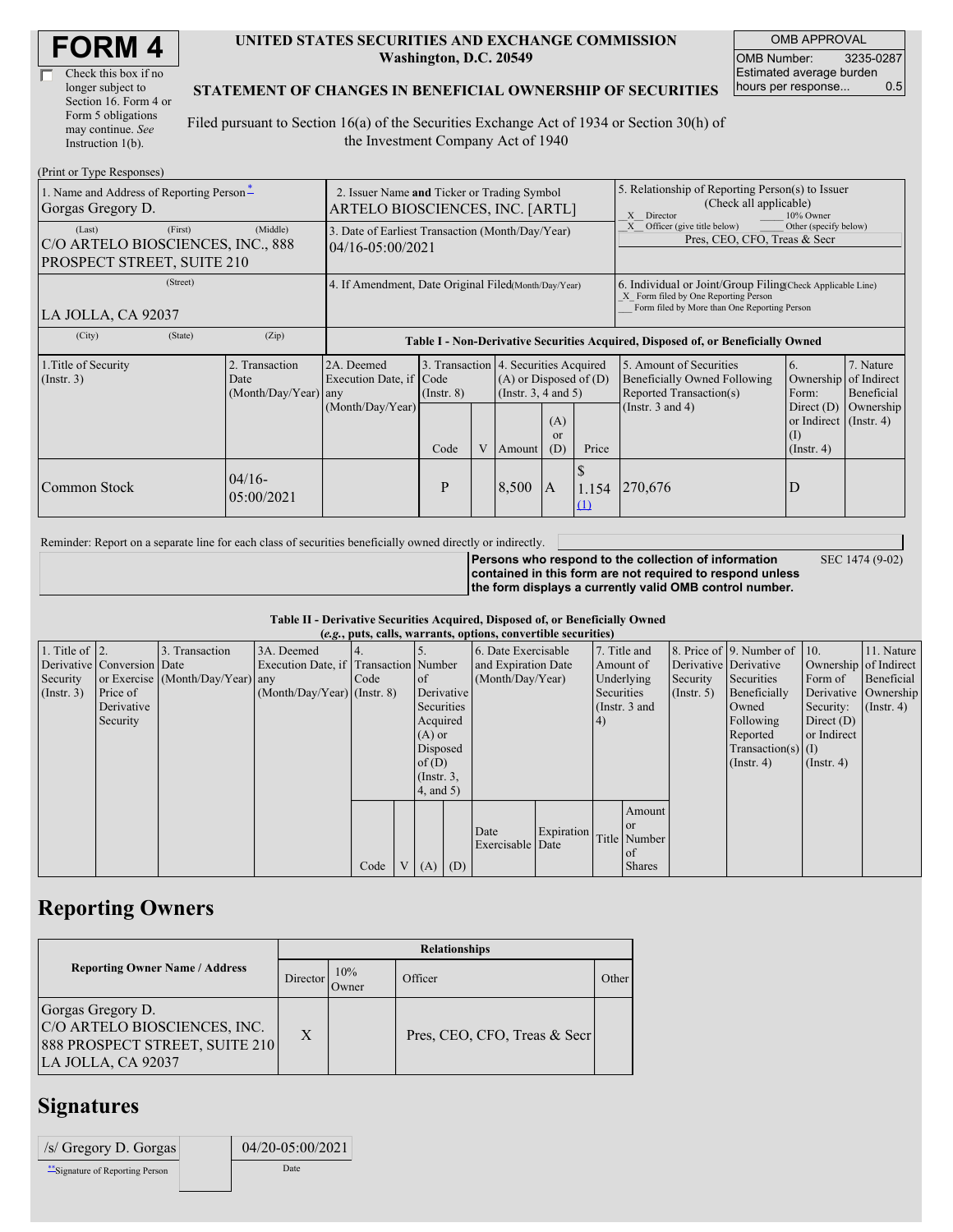# FORM 4

☐ Check this box if no longer subject to Section 16. Form 4 or Form 5 obligations may continue. *See* Instruction 1(b).

**UNITED STATES SECURITIES AND EXCHANGE COMMISSION**
**Washington, D.C. 20549**

**STATEMENT OF CHANGES IN BENEFICIAL OWNERSHIP OF SECURITIES**

Filed pursuant to Section 16(a) of the Securities Exchange Act of 1934 or Section 30(h) of the Investment Company Act of 1940

| OMB APPROVAL | |
|---|---|
| OMB Number: | 3235-0287 |
| Estimated average burden hours per response... | 0.5 |

(Print or Type Responses)

| 1. Name and Address of Reporting Person* | 2. Issuer Name and Ticker or Trading Symbol | 5. Relationship of Reporting Person(s) to Issuer (Check all applicable) |
|---|---|---|
| Gorgas Gregory D. | ARTELO BIOSCIENCES, INC. [ARTL] | _X_ Director ___ 10% Owner |
| (Last) (First) (Middle) | 3. Date of Earliest Transaction (Month/Day/Year) | _X_ Officer (give title below) ___ Other (specify below) |
| C/O ARTELO BIOSCIENCES, INC., 888 PROSPECT STREET, SUITE 210 | 04/16-05:00/2021 | Pres, CEO, CFO, Treas & Secr |
| (Street) | 4. If Amendment, Date Original Filed (Month/Day/Year) | 6. Individual or Joint/Group Filing (Check Applicable Line) |
| LA JOLLA, CA 92037 | | _X_ Form filed by One Reporting Person ___ Form filed by More than One Reporting Person |
| (City) (State) (Zip) | | |

**Table I - Non-Derivative Securities Acquired, Disposed of, or Beneficially Owned**

| 1.Title of Security (Instr. 3) | 2. Transaction Date (Month/Day/Year) | 2A. Deemed Execution Date, if any (Month/Day/Year) | 3. Transaction Code (Instr. 8) | | 4. Securities Acquired (A) or Disposed of (D) (Instr. 3, 4 and 5) | | | 5. Amount of Securities Beneficially Owned Following Reported Transaction(s) (Instr. 3 and 4) | 6. Ownership Form: Direct (D) or Indirect (I) (Instr. 4) | 7. Nature of Indirect Beneficial Ownership (Instr. 4) |
|---|---|---|---|---|---|---|---|---|---|---|
| | | | Code | V | Amount | (A) or (D) | Price | | | |
| Common Stock | 04/16-05:00/2021 | | P | | 8,500 | A | $ 1.154 (1) | 270,676 | D | |

Reminder: Report on a separate line for each class of securities beneficially owned directly or indirectly.

**Persons who respond to the collection of information contained in this form are not required to respond unless the form displays a currently valid OMB control number.** SEC 1474 (9-02)

**Table II - Derivative Securities Acquired, Disposed of, or Beneficially Owned**
**(*e.g.*, puts, calls, warrants, options, convertible securities)**

| 1. Title of Derivative Security (Instr. 3) | 2. Conversion or Exercise Price of Derivative Security | 3. Transaction Date (Month/Day/Year) | 3A. Deemed Execution Date, if any (Month/Day/Year) | 4. Transaction Code (Instr. 8) | | 5. Number of Derivative Securities Acquired (A) or Disposed of (D) (Instr. 3, 4, and 5) | | 6. Date Exercisable and Expiration Date (Month/Day/Year) | | 7. Title and Amount of Underlying Securities (Instr. 3 and 4) | | 8. Price of Derivative Security (Instr. 5) | 9. Number of Derivative Securities Beneficially Owned Following Reported Transaction(s) (Instr. 4) | 10. Ownership Form of Derivative Security: Direct (D) or Indirect (I) (Instr. 4) | 11. Nature of Indirect Beneficial Ownership (Instr. 4) |
|---|---|---|---|---|---|---|---|---|---|---|---|---|---|---|---|
| | | | | Code | V | (A) | (D) | Date Exercisable | Expiration Date | Title | Amount or Number of Shares | | | | |

## Reporting Owners

| Reporting Owner Name / Address | Relationships | | | |
|---|---|---|---|---|
| | Director | 10% Owner | Officer | Other |
| Gorgas Gregory D.<br>C/O ARTELO BIOSCIENCES, INC.<br>888 PROSPECT STREET, SUITE 210<br>LA JOLLA, CA 92037 | X | | Pres, CEO, CFO, Treas & Secr | |

## Signatures

| /s/ Gregory D. Gorgas | 04/20-05:00/2021 |
|---|---|
| **Signature of Reporting Person | Date |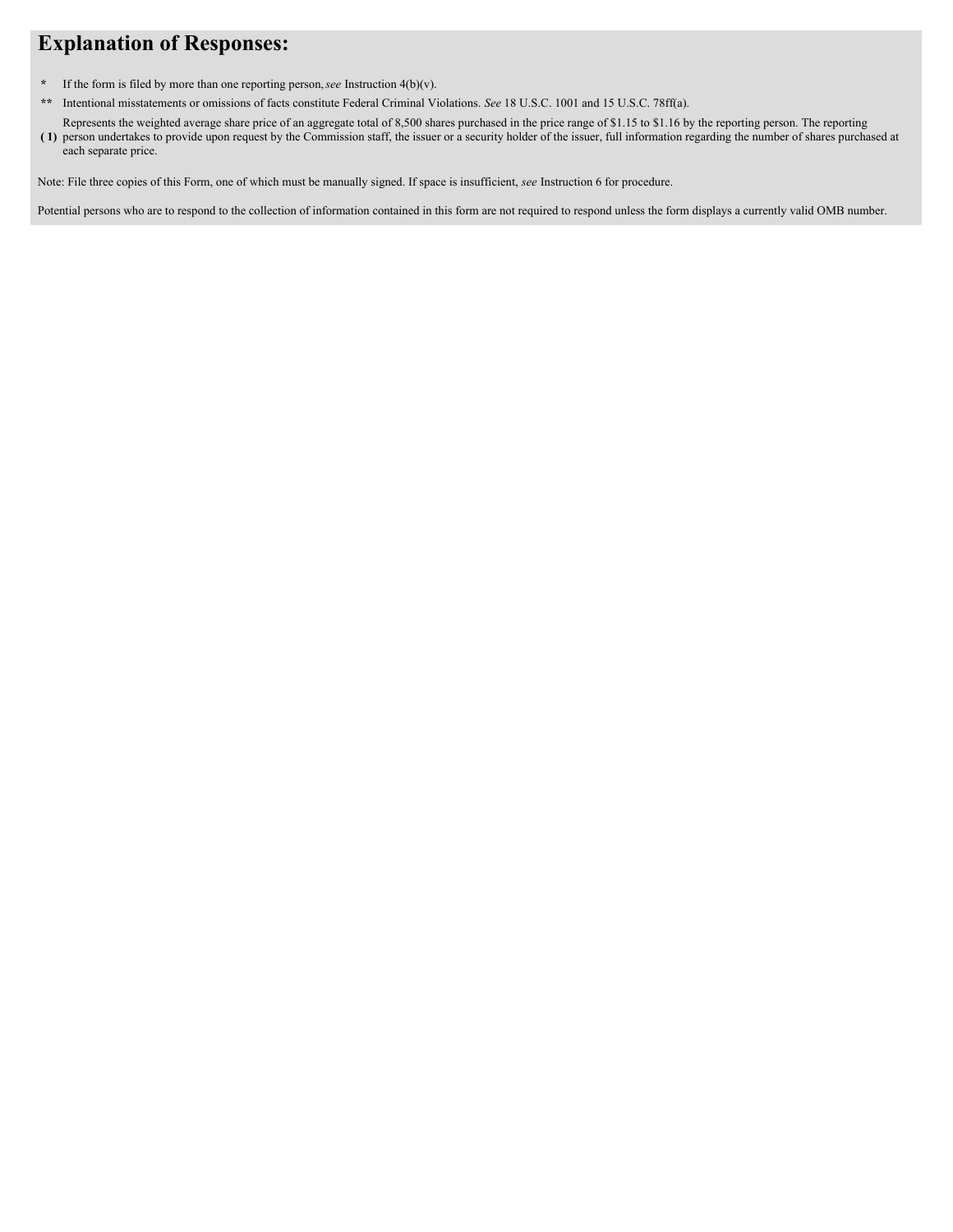## Explanation of Responses:

\* If the form is filed by more than one reporting person, *see* Instruction 4(b)(v).

\*\* Intentional misstatements or omissions of facts constitute Federal Criminal Violations. *See* 18 U.S.C. 1001 and 15 U.S.C. 78ff(a).

( 1) Represents the weighted average share price of an aggregate total of 8,500 shares purchased in the price range of $1.15 to $1.16 by the reporting person. The reporting person undertakes to provide upon request by the Commission staff, the issuer or a security holder of the issuer, full information regarding the number of shares purchased at each separate price.

Note: File three copies of this Form, one of which must be manually signed. If space is insufficient, *see* Instruction 6 for procedure.

Potential persons who are to respond to the collection of information contained in this form are not required to respond unless the form displays a currently valid OMB number.